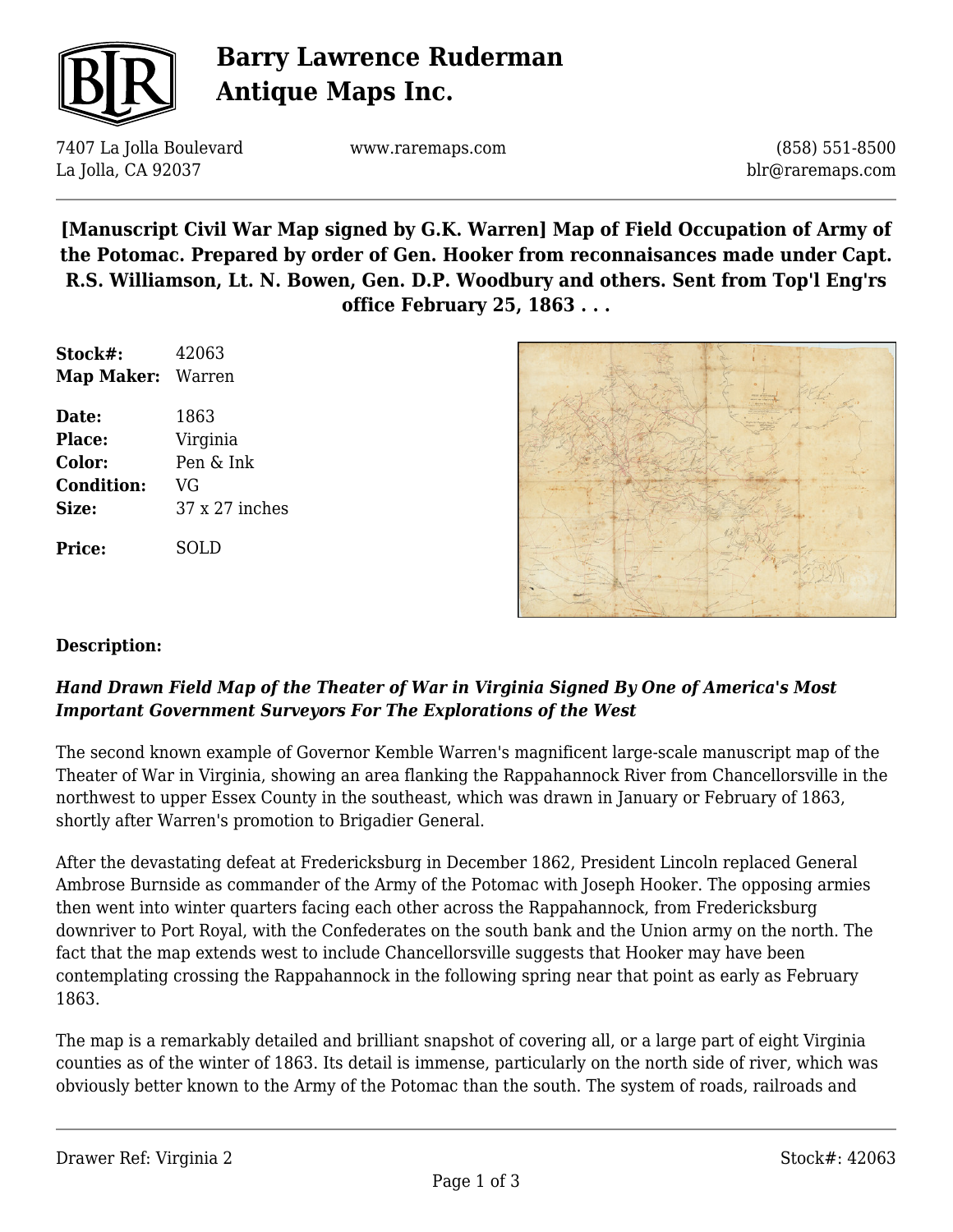# Barry Lawrence Ruderman Antique Maps Inc.

7407 La Jolla Boulevard
La Jolla, CA 92037

www.raremaps.com

(858) 551-8500
blr@raremaps.com

## [Manuscript Civil War Map signed by G.K. Warren] Map of Field Occupation of Army of the Potomac. Prepared by order of Gen. Hooker from reconnaisances made under Capt. R.S. Williamson, Lt. N. Bowen, Gen. D.P. Woodbury and others. Sent from Top'l Eng'rs office February 25, 1863 . . .

**Stock#:** 42063
**Map Maker:** Warren

**Date:** 1863
**Place:** Virginia
**Color:** Pen & Ink
**Condition:** VG
**Size:** 37 x 27 inches

**Price:** SOLD

**Description:**

***Hand Drawn Field Map of the Theater of War in Virginia Signed By One of America's Most Important Government Surveyors For The Explorations of the West***

The second known example of Governor Kemble Warren's magnificent large-scale manuscript map of the Theater of War in Virginia, showing an area flanking the Rappahannock River from Chancellorsville in the northwest to upper Essex County in the southeast, which was drawn in January or February of 1863, shortly after Warren's promotion to Brigadier General.

After the devastating defeat at Fredericksburg in December 1862, President Lincoln replaced General Ambrose Burnside as commander of the Army of the Potomac with Joseph Hooker. The opposing armies then went into winter quarters facing each other across the Rappahannock, from Fredericksburg downriver to Port Royal, with the Confederates on the south bank and the Union army on the north. The fact that the map extends west to include Chancellorsville suggests that Hooker may have been contemplating crossing the Rappahannock in the following spring near that point as early as February 1863.

The map is a remarkably detailed and brilliant snapshot of covering all, or a large part of eight Virginia counties as of the winter of 1863. Its detail is immense, particularly on the north side of river, which was obviously better known to the Army of the Potomac than the south. The system of roads, railroads and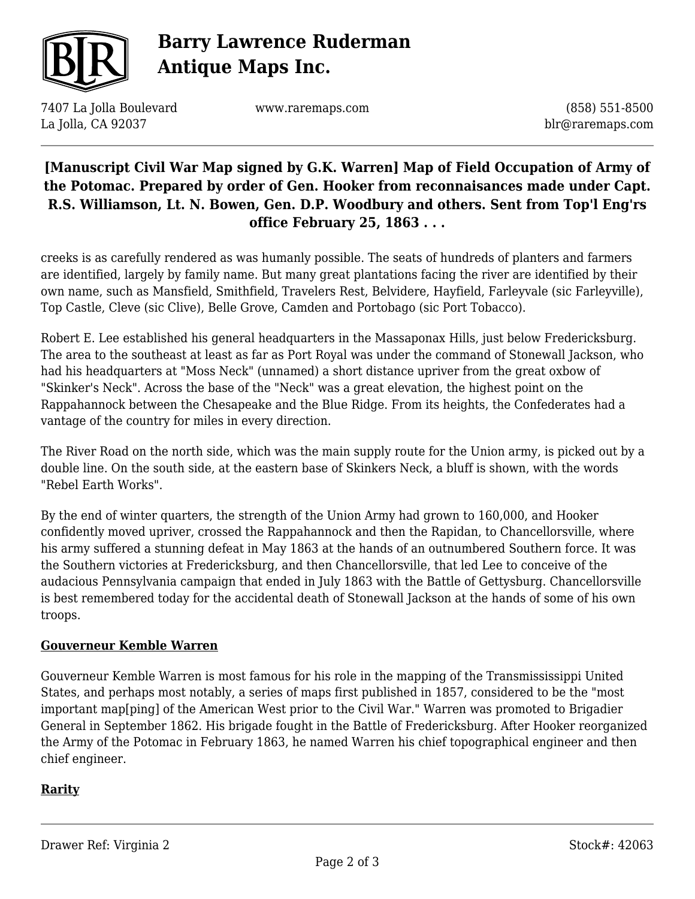creeks is as carefully rendered as was humanly possible. The seats of hundreds of planters and farmers are identified, largely by family name. But many great plantations facing the river are identified by their own name, such as Mansfield, Smithfield, Travelers Rest, Belvidere, Hayfield, Farleyvale (sic Farleyville), Top Castle, Cleve (sic Clive), Belle Grove, Camden and Portobago (sic Port Tobacco).

Robert E. Lee established his general headquarters in the Massaponax Hills, just below Fredericksburg. The area to the southeast at least as far as Port Royal was under the command of Stonewall Jackson, who had his headquarters at "Moss Neck" (unnamed) a short distance upriver from the great oxbow of "Skinker's Neck". Across the base of the "Neck" was a great elevation, the highest point on the Rappahannock between the Chesapeake and the Blue Ridge. From its heights, the Confederates had a vantage of the country for miles in every direction.

The River Road on the north side, which was the main supply route for the Union army, is picked out by a double line. On the south side, at the eastern base of Skinkers Neck, a bluff is shown, with the words "Rebel Earth Works".

By the end of winter quarters, the strength of the Union Army had grown to 160,000, and Hooker confidently moved upriver, crossed the Rappahannock and then the Rapidan, to Chancellorsville, where his army suffered a stunning defeat in May 1863 at the hands of an outnumbered Southern force. It was the Southern victories at Fredericksburg, and then Chancellorsville, that led Lee to conceive of the audacious Pennsylvania campaign that ended in July 1863 with the Battle of Gettysburg. Chancellorsville is best remembered today for the accidental death of Stonewall Jackson at the hands of some of his own troops.

## Gouverneur Kemble Warren

Gouverneur Kemble Warren is most famous for his role in the mapping of the Transmississippi United States, and perhaps most notably, a series of maps first published in 1857, considered to be the "most important map[ping] of the American West prior to the Civil War." Warren was promoted to Brigadier General in September 1862. His brigade fought in the Battle of Fredericksburg. After Hooker reorganized the Army of the Potomac in February 1863, he named Warren his chief topographical engineer and then chief engineer.

## Rarity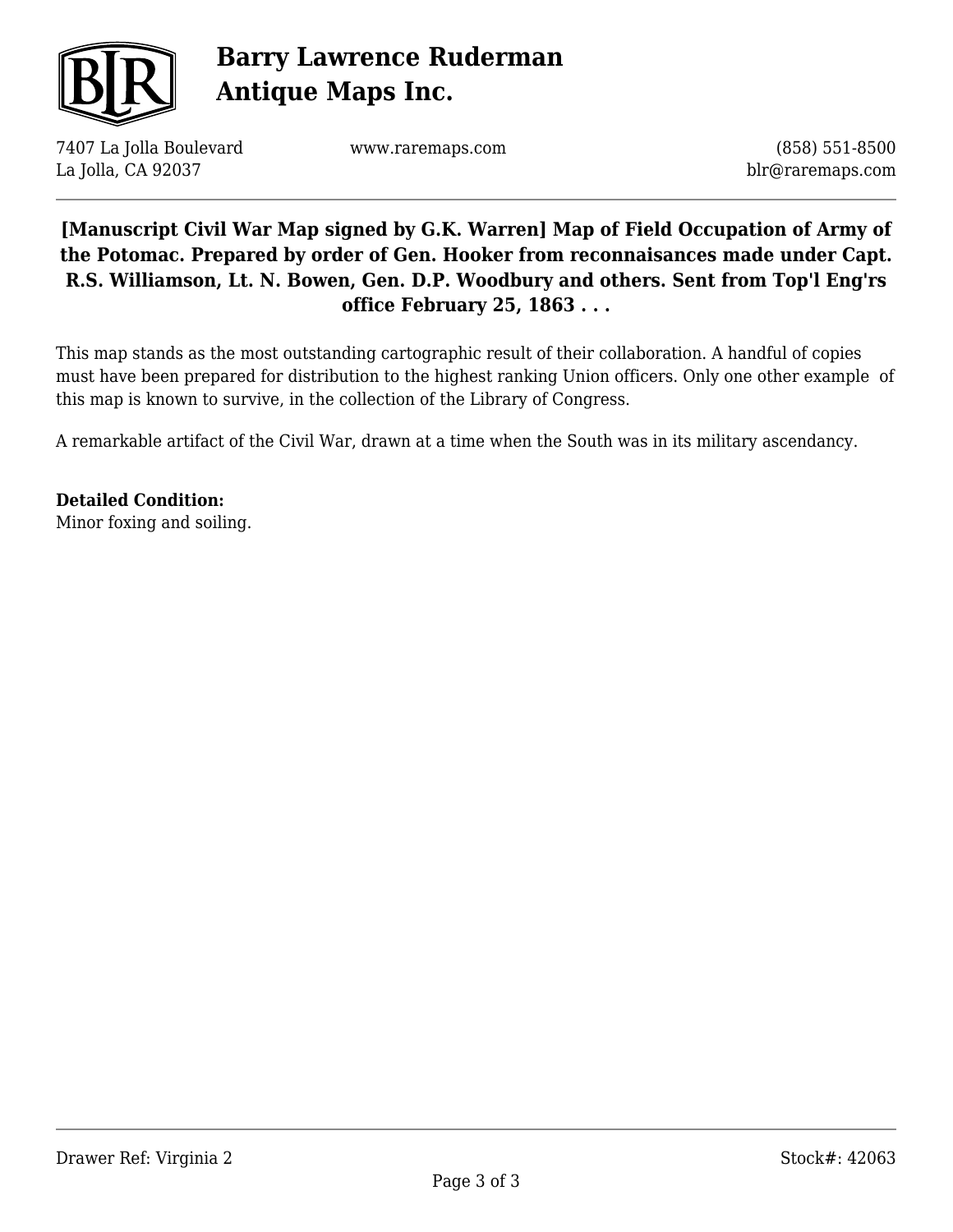**[Manuscript Civil War Map signed by G.K. Warren] Map of Field Occupation of Army of the Potomac. Prepared by order of Gen. Hooker from reconnaisances made under Capt. R.S. Williamson, Lt. N. Bowen, Gen. D.P. Woodbury and others. Sent from Top'l Eng'rs office February 25, 1863 . . .**

This map stands as the most outstanding cartographic result of their collaboration. A handful of copies must have been prepared for distribution to the highest ranking Union officers. Only one other example of this map is known to survive, in the collection of the Library of Congress.

A remarkable artifact of the Civil War, drawn at a time when the South was in its military ascendancy.

**Detailed Condition:**
Minor foxing and soiling.